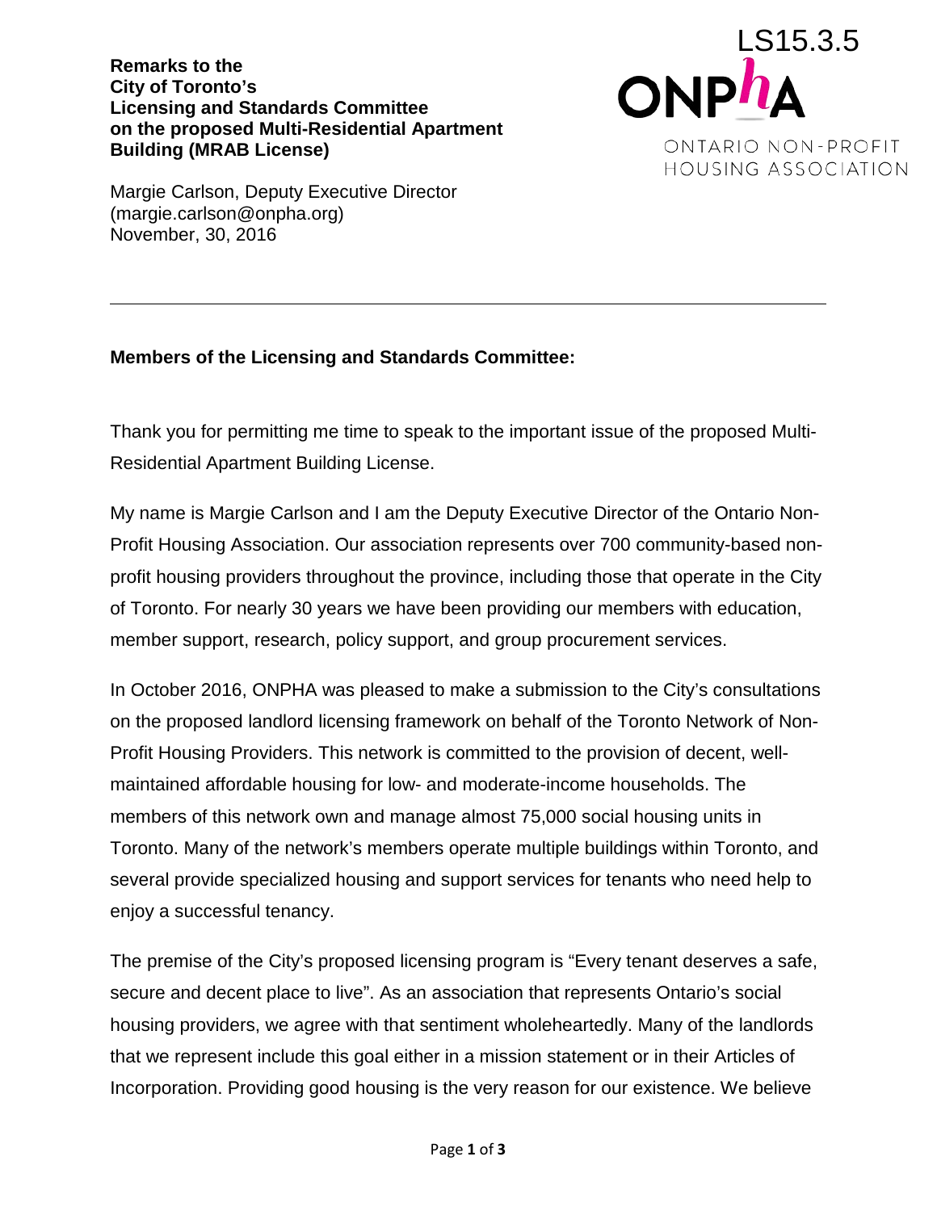LS15.3.5

**ONPHA**

ONTARIO NON-PROFIT HOUSING ASSOCIATION

**Remarks to the City of Toronto's Licensing and Standards Committee on the proposed Multi-Residential Apartment Building (MRAB License)**

Margie Carlson, Deputy Executive Director
(margie.carlson@onpha.org)
November, 30, 2016

---

**Members of the Licensing and Standards Committee:**

Thank you for permitting me time to speak to the important issue of the proposed Multi-Residential Apartment Building License.

My name is Margie Carlson and I am the Deputy Executive Director of the Ontario Non-Profit Housing Association. Our association represents over 700 community-based non-profit housing providers throughout the province, including those that operate in the City of Toronto. For nearly 30 years we have been providing our members with education, member support, research, policy support, and group procurement services.

In October 2016, ONPHA was pleased to make a submission to the City's consultations on the proposed landlord licensing framework on behalf of the Toronto Network of Non-Profit Housing Providers. This network is committed to the provision of decent, well-maintained affordable housing for low- and moderate-income households. The members of this network own and manage almost 75,000 social housing units in Toronto. Many of the network's members operate multiple buildings within Toronto, and several provide specialized housing and support services for tenants who need help to enjoy a successful tenancy.

The premise of the City's proposed licensing program is "Every tenant deserves a safe, secure and decent place to live". As an association that represents Ontario's social housing providers, we agree with that sentiment wholeheartedly. Many of the landlords that we represent include this goal either in a mission statement or in their Articles of Incorporation. Providing good housing is the very reason for our existence. We believe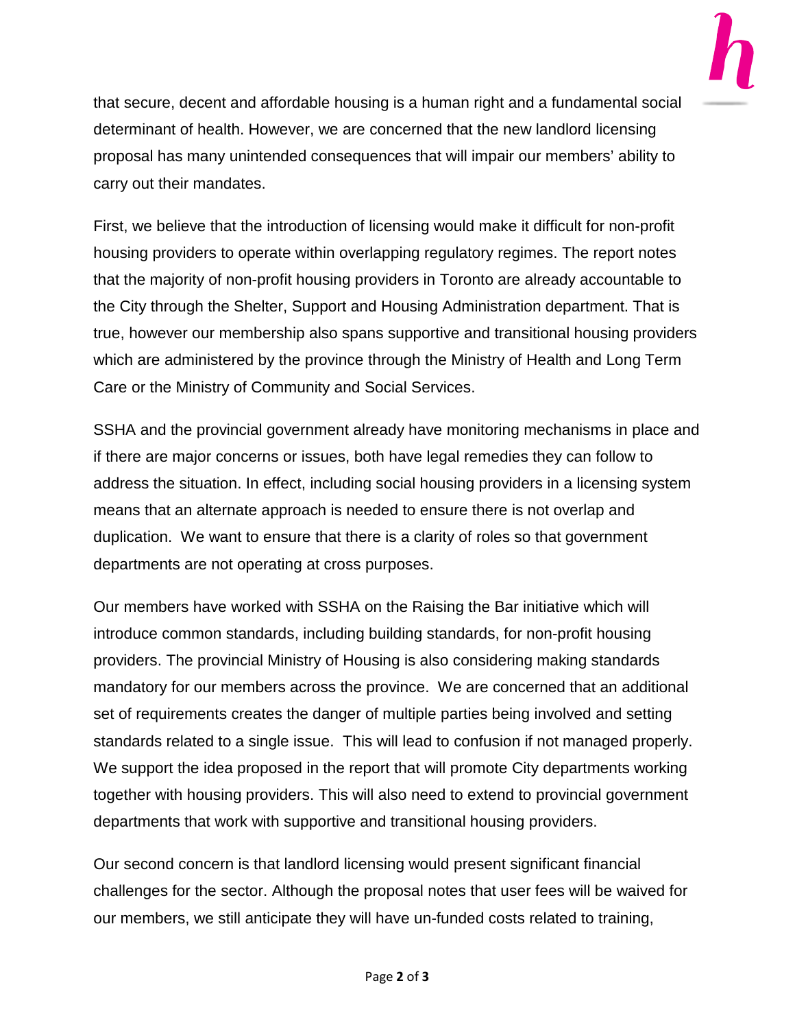that secure, decent and affordable housing is a human right and a fundamental social determinant of health. However, we are concerned that the new landlord licensing proposal has many unintended consequences that will impair our members' ability to carry out their mandates.

First, we believe that the introduction of licensing would make it difficult for non-profit housing providers to operate within overlapping regulatory regimes. The report notes that the majority of non-profit housing providers in Toronto are already accountable to the City through the Shelter, Support and Housing Administration department. That is true, however our membership also spans supportive and transitional housing providers which are administered by the province through the Ministry of Health and Long Term Care or the Ministry of Community and Social Services.

SSHA and the provincial government already have monitoring mechanisms in place and if there are major concerns or issues, both have legal remedies they can follow to address the situation. In effect, including social housing providers in a licensing system means that an alternate approach is needed to ensure there is not overlap and duplication. We want to ensure that there is a clarity of roles so that government departments are not operating at cross purposes.

Our members have worked with SSHA on the Raising the Bar initiative which will introduce common standards, including building standards, for non-profit housing providers. The provincial Ministry of Housing is also considering making standards mandatory for our members across the province. We are concerned that an additional set of requirements creates the danger of multiple parties being involved and setting standards related to a single issue. This will lead to confusion if not managed properly. We support the idea proposed in the report that will promote City departments working together with housing providers. This will also need to extend to provincial government departments that work with supportive and transitional housing providers.

Our second concern is that landlord licensing would present significant financial challenges for the sector. Although the proposal notes that user fees will be waived for our members, we still anticipate they will have un-funded costs related to training,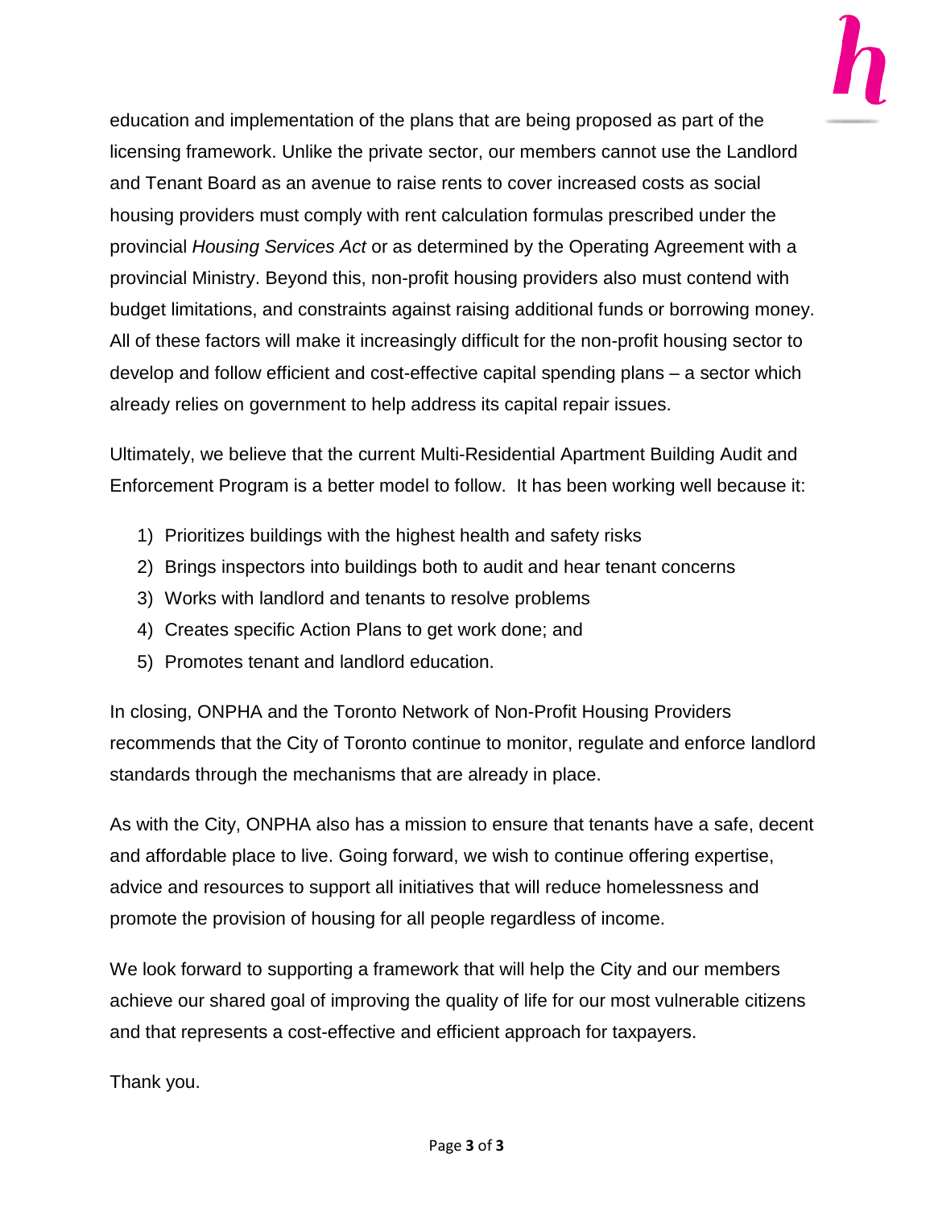education and implementation of the plans that are being proposed as part of the licensing framework. Unlike the private sector, our members cannot use the Landlord and Tenant Board as an avenue to raise rents to cover increased costs as social housing providers must comply with rent calculation formulas prescribed under the provincial *Housing Services Act* or as determined by the Operating Agreement with a provincial Ministry. Beyond this, non-profit housing providers also must contend with budget limitations, and constraints against raising additional funds or borrowing money. All of these factors will make it increasingly difficult for the non-profit housing sector to develop and follow efficient and cost-effective capital spending plans – a sector which already relies on government to help address its capital repair issues.

Ultimately, we believe that the current Multi-Residential Apartment Building Audit and Enforcement Program is a better model to follow. It has been working well because it:

1) Prioritizes buildings with the highest health and safety risks
2) Brings inspectors into buildings both to audit and hear tenant concerns
3) Works with landlord and tenants to resolve problems
4) Creates specific Action Plans to get work done; and
5) Promotes tenant and landlord education.

In closing, ONPHA and the Toronto Network of Non-Profit Housing Providers recommends that the City of Toronto continue to monitor, regulate and enforce landlord standards through the mechanisms that are already in place.

As with the City, ONPHA also has a mission to ensure that tenants have a safe, decent and affordable place to live. Going forward, we wish to continue offering expertise, advice and resources to support all initiatives that will reduce homelessness and promote the provision of housing for all people regardless of income.

We look forward to supporting a framework that will help the City and our members achieve our shared goal of improving the quality of life for our most vulnerable citizens and that represents a cost-effective and efficient approach for taxpayers.

Thank you.